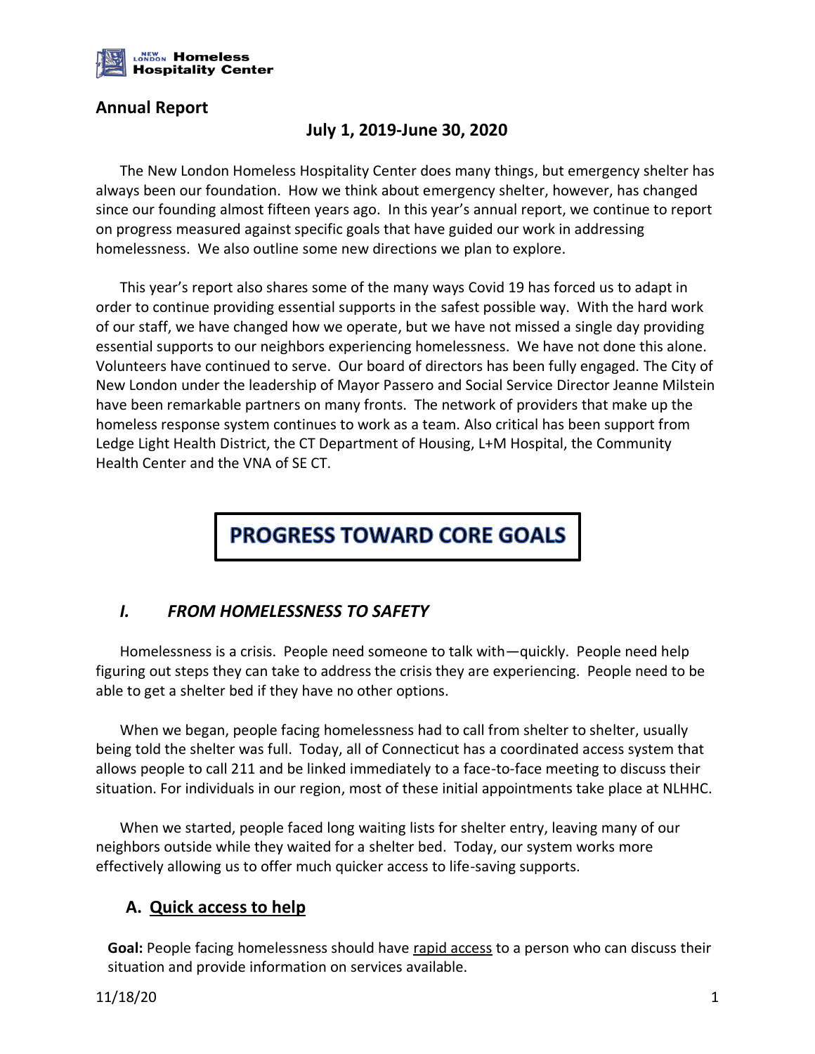**NEW LONDON Homeless Hospitality Center**

## Annual Report

### July 1, 2019-June 30, 2020

The New London Homeless Hospitality Center does many things, but emergency shelter has always been our foundation. How we think about emergency shelter, however, has changed since our founding almost fifteen years ago. In this year's annual report, we continue to report on progress measured against specific goals that have guided our work in addressing homelessness. We also outline some new directions we plan to explore.

This year's report also shares some of the many ways Covid 19 has forced us to adapt in order to continue providing essential supports in the safest possible way. With the hard work of our staff, we have changed how we operate, but we have not missed a single day providing essential supports to our neighbors experiencing homelessness. We have not done this alone. Volunteers have continued to serve. Our board of directors has been fully engaged. The City of New London under the leadership of Mayor Passero and Social Service Director Jeanne Milstein have been remarkable partners on many fronts. The network of providers that make up the homeless response system continues to work as a team. Also critical has been support from Ledge Light Health District, the CT Department of Housing, L+M Hospital, the Community Health Center and the VNA of SE CT.

# PROGRESS TOWARD CORE GOALS

## *I. FROM HOMELESSNESS TO SAFETY*

Homelessness is a crisis. People need someone to talk with—quickly. People need help figuring out steps they can take to address the crisis they are experiencing. People need to be able to get a shelter bed if they have no other options.

When we began, people facing homelessness had to call from shelter to shelter, usually being told the shelter was full. Today, all of Connecticut has a coordinated access system that allows people to call 211 and be linked immediately to a face-to-face meeting to discuss their situation. For individuals in our region, most of these initial appointments take place at NLHHC.

When we started, people faced long waiting lists for shelter entry, leaving many of our neighbors outside while they waited for a shelter bed. Today, our system works more effectively allowing us to offer much quicker access to life-saving supports.

### A. Quick access to help

**Goal:** People facing homelessness should have rapid access to a person who can discuss their situation and provide information on services available.

11/18/20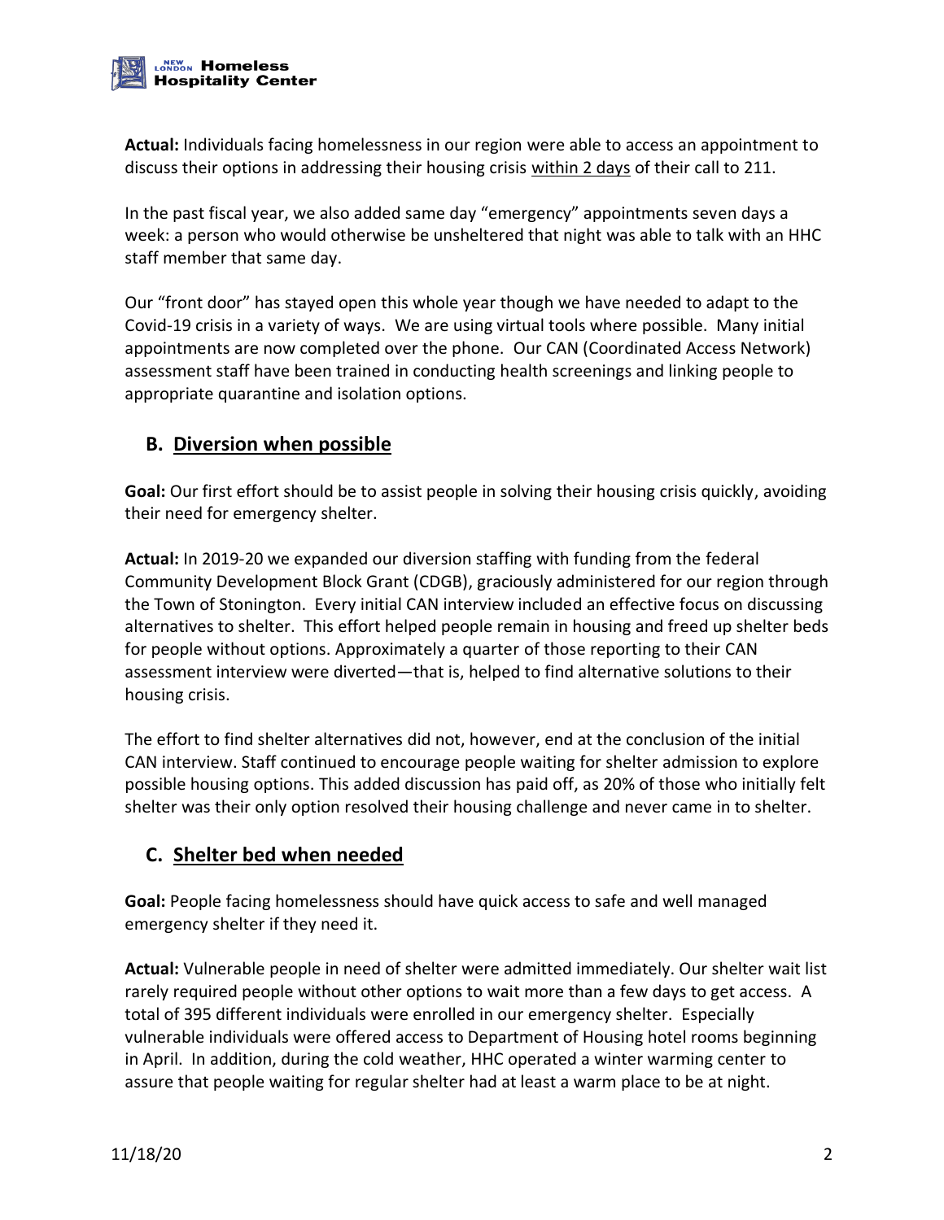**Actual:** Individuals facing homelessness in our region were able to access an appointment to discuss their options in addressing their housing crisis <u>within 2 days</u> of their call to 211.

In the past fiscal year, we also added same day "emergency" appointments seven days a week: a person who would otherwise be unsheltered that night was able to talk with an HHC staff member that same day.

Our "front door" has stayed open this whole year though we have needed to adapt to the Covid-19 crisis in a variety of ways. We are using virtual tools where possible. Many initial appointments are now completed over the phone. Our CAN (Coordinated Access Network) assessment staff have been trained in conducting health screenings and linking people to appropriate quarantine and isolation options.

## B. <u>Diversion when possible</u>

**Goal:** Our first effort should be to assist people in solving their housing crisis quickly, avoiding their need for emergency shelter.

**Actual:** In 2019-20 we expanded our diversion staffing with funding from the federal Community Development Block Grant (CDGB), graciously administered for our region through the Town of Stonington. Every initial CAN interview included an effective focus on discussing alternatives to shelter. This effort helped people remain in housing and freed up shelter beds for people without options. Approximately a quarter of those reporting to their CAN assessment interview were diverted—that is, helped to find alternative solutions to their housing crisis.

The effort to find shelter alternatives did not, however, end at the conclusion of the initial CAN interview. Staff continued to encourage people waiting for shelter admission to explore possible housing options. This added discussion has paid off, as 20% of those who initially felt shelter was their only option resolved their housing challenge and never came in to shelter.

## C. <u>Shelter bed when needed</u>

**Goal:** People facing homelessness should have quick access to safe and well managed emergency shelter if they need it.

**Actual:** Vulnerable people in need of shelter were admitted immediately. Our shelter wait list rarely required people without other options to wait more than a few days to get access. A total of 395 different individuals were enrolled in our emergency shelter. Especially vulnerable individuals were offered access to Department of Housing hotel rooms beginning in April. In addition, during the cold weather, HHC operated a winter warming center to assure that people waiting for regular shelter had at least a warm place to be at night.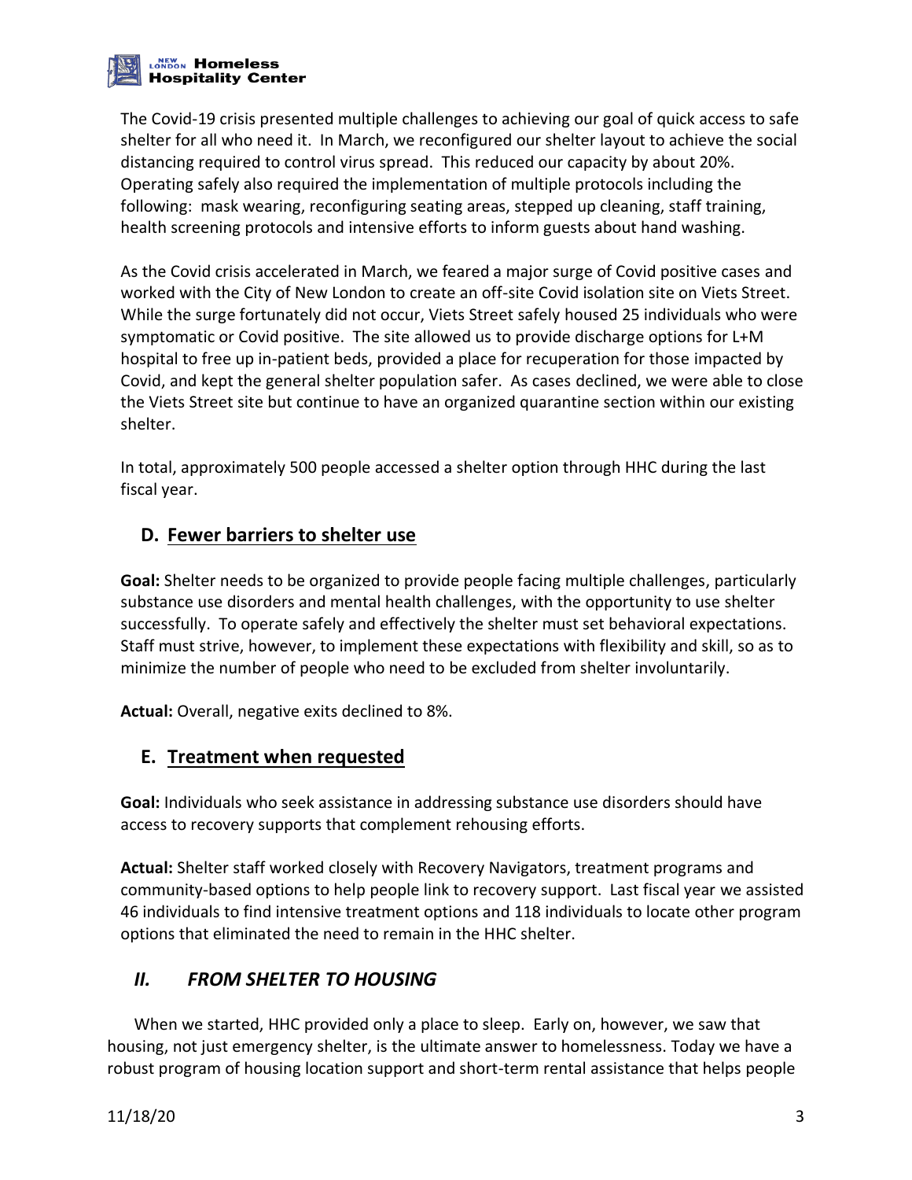The Covid-19 crisis presented multiple challenges to achieving our goal of quick access to safe shelter for all who need it. In March, we reconfigured our shelter layout to achieve the social distancing required to control virus spread. This reduced our capacity by about 20%. Operating safely also required the implementation of multiple protocols including the following: mask wearing, reconfiguring seating areas, stepped up cleaning, staff training, health screening protocols and intensive efforts to inform guests about hand washing.

As the Covid crisis accelerated in March, we feared a major surge of Covid positive cases and worked with the City of New London to create an off-site Covid isolation site on Viets Street. While the surge fortunately did not occur, Viets Street safely housed 25 individuals who were symptomatic or Covid positive. The site allowed us to provide discharge options for L+M hospital to free up in-patient beds, provided a place for recuperation for those impacted by Covid, and kept the general shelter population safer. As cases declined, we were able to close the Viets Street site but continue to have an organized quarantine section within our existing shelter.

In total, approximately 500 people accessed a shelter option through HHC during the last fiscal year.

### D. Fewer barriers to shelter use

**Goal:** Shelter needs to be organized to provide people facing multiple challenges, particularly substance use disorders and mental health challenges, with the opportunity to use shelter successfully. To operate safely and effectively the shelter must set behavioral expectations. Staff must strive, however, to implement these expectations with flexibility and skill, so as to minimize the number of people who need to be excluded from shelter involuntarily.

**Actual:** Overall, negative exits declined to 8%.

### E. Treatment when requested

**Goal:** Individuals who seek assistance in addressing substance use disorders should have access to recovery supports that complement rehousing efforts.

**Actual:** Shelter staff worked closely with Recovery Navigators, treatment programs and community-based options to help people link to recovery support. Last fiscal year we assisted 46 individuals to find intensive treatment options and 118 individuals to locate other program options that eliminated the need to remain in the HHC shelter.

## *II. FROM SHELTER TO HOUSING*

When we started, HHC provided only a place to sleep. Early on, however, we saw that housing, not just emergency shelter, is the ultimate answer to homelessness. Today we have a robust program of housing location support and short-term rental assistance that helps people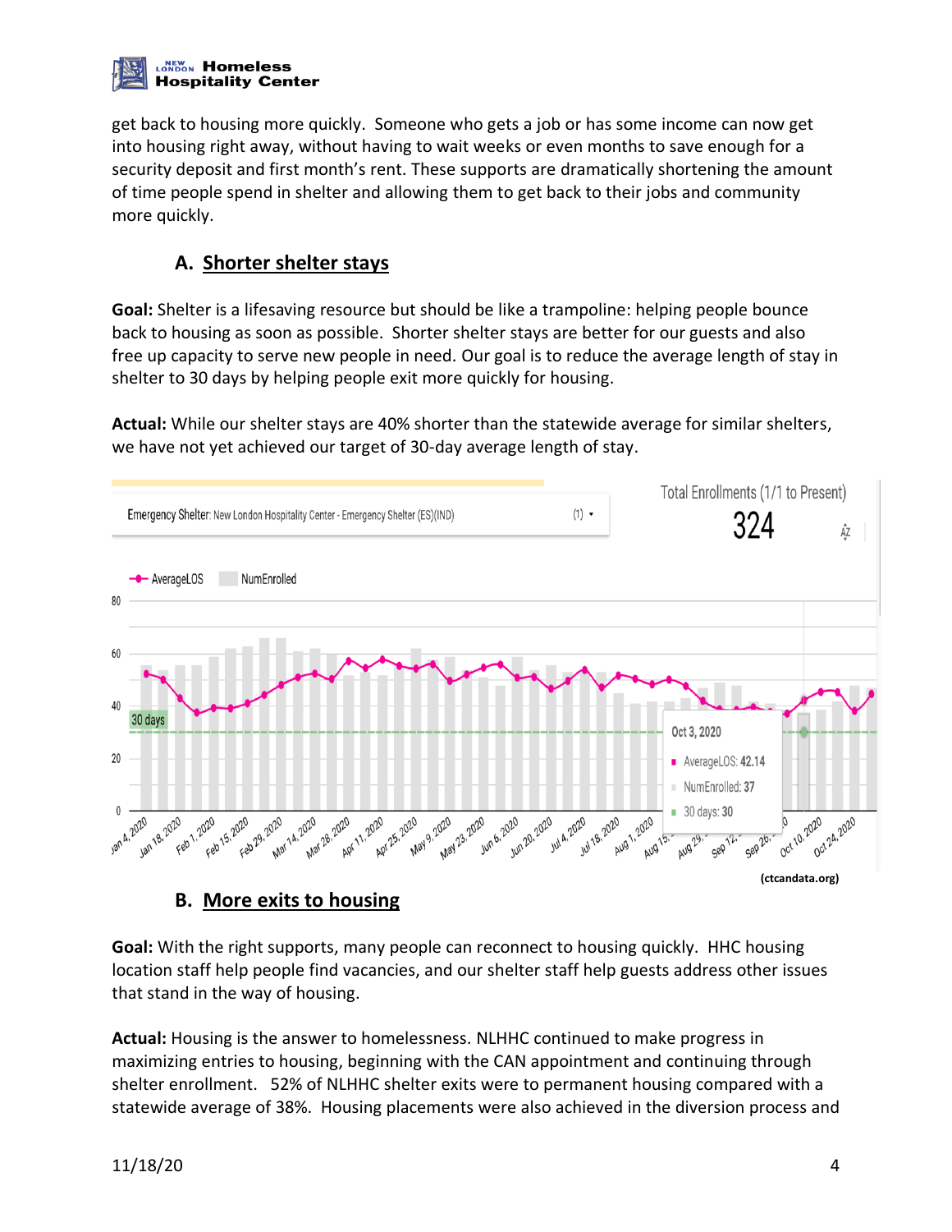get back to housing more quickly. Someone who gets a job or has some income can now get into housing right away, without having to wait weeks or even months to save enough for a security deposit and first month's rent. These supports are dramatically shortening the amount of time people spend in shelter and allowing them to get back to their jobs and community more quickly.

## A. Shorter shelter stays

**Goal:** Shelter is a lifesaving resource but should be like a trampoline: helping people bounce back to housing as soon as possible. Shorter shelter stays are better for our guests and also free up capacity to serve new people in need. Our goal is to reduce the average length of stay in shelter to 30 days by helping people exit more quickly for housing.

**Actual:** While our shelter stays are 40% shorter than the statewide average for similar shelters, we have not yet achieved our target of 30-day average length of stay.

Emergency Shelter: New London Hospitality Center - Emergency Shelter (ES)(IND)

Total Enrollments (1/1 to Present): 324

Oct 3, 2020 — AverageLOS: 42.14; NumEnrolled: 37; 30 days: 30

**(ctcandata.org)**

## B. More exits to housing

**Goal:** With the right supports, many people can reconnect to housing quickly. HHC housing location staff help people find vacancies, and our shelter staff help guests address other issues that stand in the way of housing.

**Actual:** Housing is the answer to homelessness. NLHHC continued to make progress in maximizing entries to housing, beginning with the CAN appointment and continuing through shelter enrollment. 52% of NLHHC shelter exits were to permanent housing compared with a statewide average of 38%. Housing placements were also achieved in the diversion process and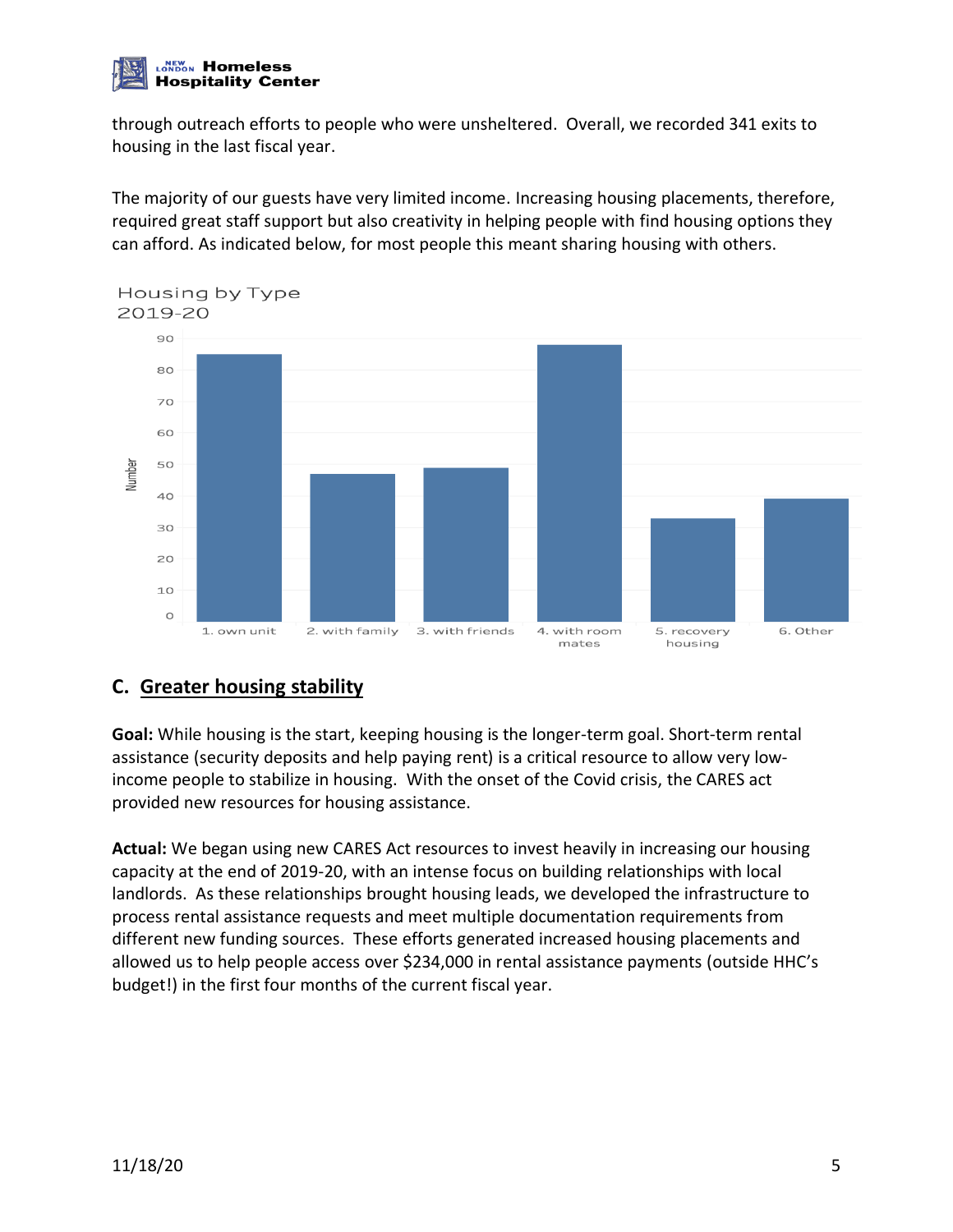through outreach efforts to people who were unsheltered. Overall, we recorded 341 exits to housing in the last fiscal year.

The majority of our guests have very limited income. Increasing housing placements, therefore, required great staff support but also creativity in helping people with find housing options they can afford. As indicated below, for most people this meant sharing housing with others.

Housing by Type
2019-20

## C. Greater housing stability

**Goal:** While housing is the start, keeping housing is the longer-term goal. Short-term rental assistance (security deposits and help paying rent) is a critical resource to allow very low-income people to stabilize in housing. With the onset of the Covid crisis, the CARES act provided new resources for housing assistance.

**Actual:** We began using new CARES Act resources to invest heavily in increasing our housing capacity at the end of 2019-20, with an intense focus on building relationships with local landlords. As these relationships brought housing leads, we developed the infrastructure to process rental assistance requests and meet multiple documentation requirements from different new funding sources. These efforts generated increased housing placements and allowed us to help people access over $234,000 in rental assistance payments (outside HHC's budget!) in the first four months of the current fiscal year.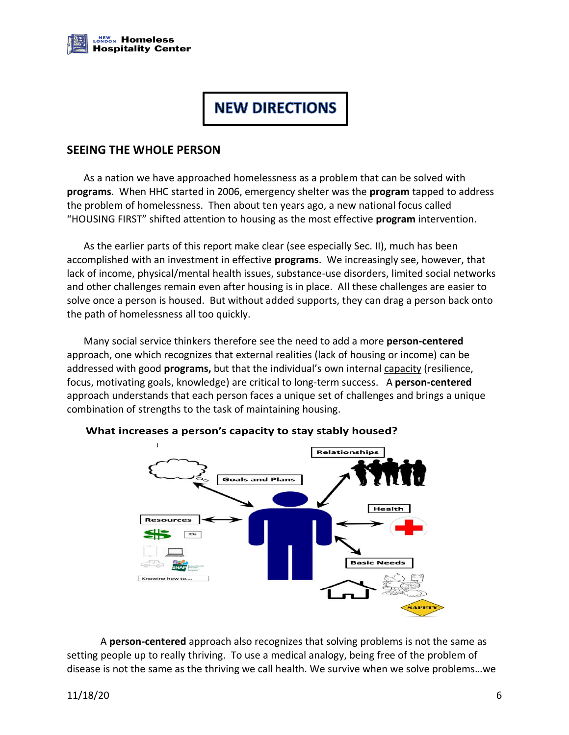# NEW DIRECTIONS

## SEEING THE WHOLE PERSON

As a nation we have approached homelessness as a problem that can be solved with **programs**. When HHC started in 2006, emergency shelter was the **program** tapped to address the problem of homelessness. Then about ten years ago, a new national focus called "HOUSING FIRST" shifted attention to housing as the most effective **program** intervention.

As the earlier parts of this report make clear (see especially Sec. II), much has been accomplished with an investment in effective **programs**. We increasingly see, however, that lack of income, physical/mental health issues, substance-use disorders, limited social networks and other challenges remain even after housing is in place. All these challenges are easier to solve once a person is housed. But without added supports, they can drag a person back onto the path of homelessness all too quickly.

Many social service thinkers therefore see the need to add a more **person-centered** approach, one which recognizes that external realities (lack of housing or income) can be addressed with good **programs,** but that the individual's own internal capacity (resilience, focus, motivating goals, knowledge) are critical to long-term success. A **person-centered** approach understands that each person faces a unique set of challenges and brings a unique combination of strengths to the task of maintaining housing.

**What increases a person's capacity to stay stably housed?**

Relationships

Goals and Plans

Health

Resources

IDs

Knowing how to....

Basic Needs

SAFETY

A **person-centered** approach also recognizes that solving problems is not the same as setting people up to really thriving. To use a medical analogy, being free of the problem of disease is not the same as the thriving we call health. We survive when we solve problems…we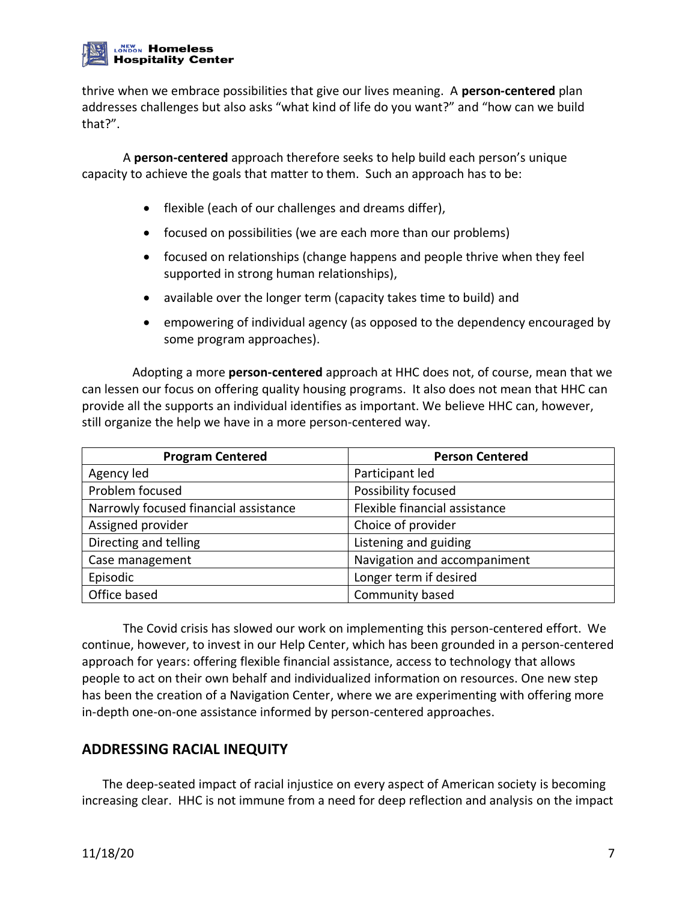thrive when we embrace possibilities that give our lives meaning. A **person-centered** plan addresses challenges but also asks "what kind of life do you want?" and "how can we build that?".

A **person-centered** approach therefore seeks to help build each person's unique capacity to achieve the goals that matter to them. Such an approach has to be:

- flexible (each of our challenges and dreams differ),
- focused on possibilities (we are each more than our problems)
- focused on relationships (change happens and people thrive when they feel supported in strong human relationships),
- available over the longer term (capacity takes time to build) and
- empowering of individual agency (as opposed to the dependency encouraged by some program approaches).

Adopting a more **person-centered** approach at HHC does not, of course, mean that we can lessen our focus on offering quality housing programs. It also does not mean that HHC can provide all the supports an individual identifies as important. We believe HHC can, however, still organize the help we have in a more person-centered way.

| Program Centered | Person Centered |
|---|---|
| Agency led | Participant led |
| Problem focused | Possibility focused |
| Narrowly focused financial assistance | Flexible financial assistance |
| Assigned provider | Choice of provider |
| Directing and telling | Listening and guiding |
| Case management | Navigation and accompaniment |
| Episodic | Longer term if desired |
| Office based | Community based |

The Covid crisis has slowed our work on implementing this person-centered effort. We continue, however, to invest in our Help Center, which has been grounded in a person-centered approach for years: offering flexible financial assistance, access to technology that allows people to act on their own behalf and individualized information on resources. One new step has been the creation of a Navigation Center, where we are experimenting with offering more in-depth one-on-one assistance informed by person-centered approaches.

## ADDRESSING RACIAL INEQUITY

The deep-seated impact of racial injustice on every aspect of American society is becoming increasing clear. HHC is not immune from a need for deep reflection and analysis on the impact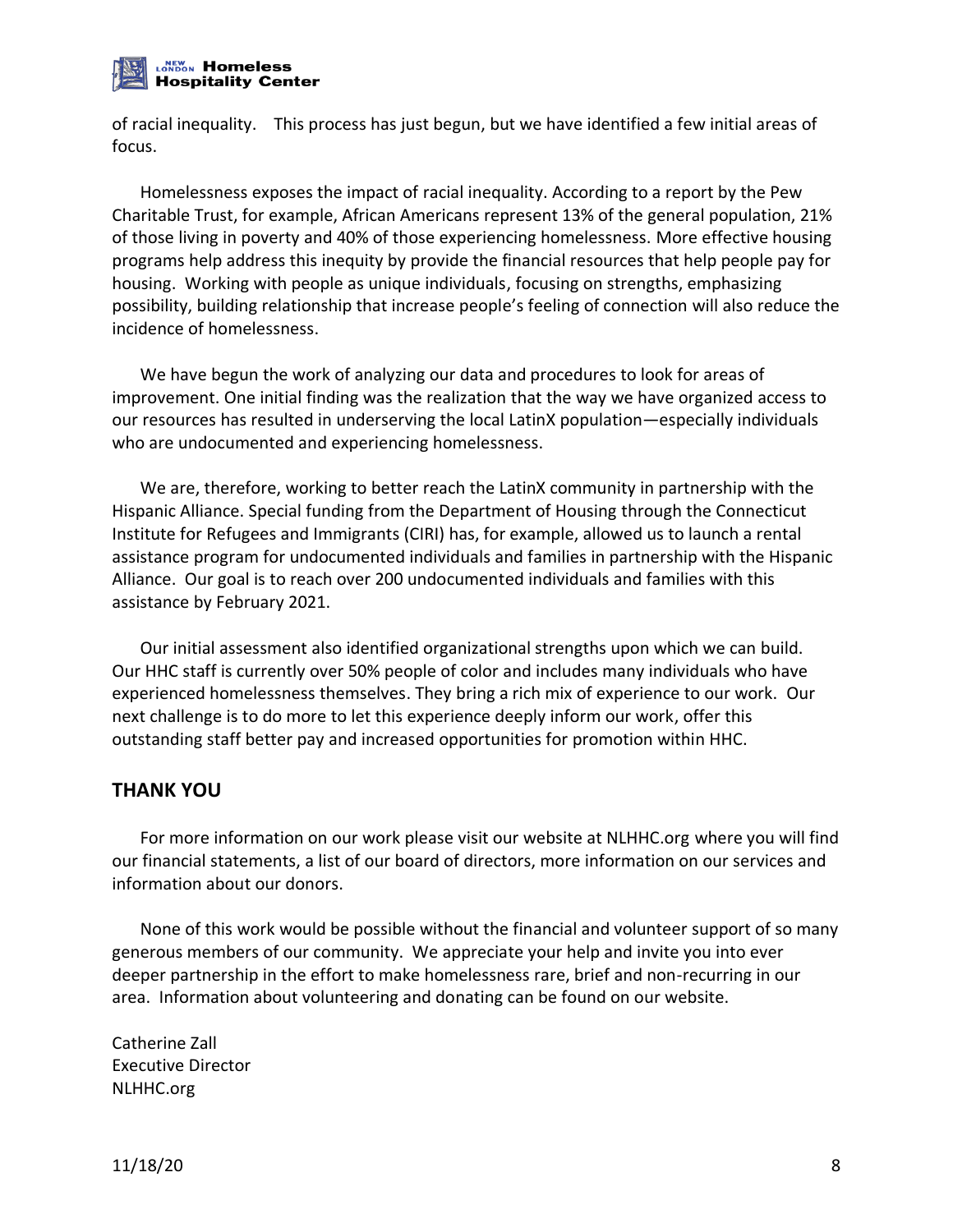of racial inequality.   This process has just begun, but we have identified a few initial areas of focus.

Homelessness exposes the impact of racial inequality. According to a report by the Pew Charitable Trust, for example, African Americans represent 13% of the general population, 21% of those living in poverty and 40% of those experiencing homelessness. More effective housing programs help address this inequity by provide the financial resources that help people pay for housing.  Working with people as unique individuals, focusing on strengths, emphasizing possibility, building relationship that increase people's feeling of connection will also reduce the incidence of homelessness.

We have begun the work of analyzing our data and procedures to look for areas of improvement. One initial finding was the realization that the way we have organized access to our resources has resulted in underserving the local LatinX population—especially individuals who are undocumented and experiencing homelessness.

We are, therefore, working to better reach the LatinX community in partnership with the Hispanic Alliance. Special funding from the Department of Housing through the Connecticut Institute for Refugees and Immigrants (CIRI) has, for example, allowed us to launch a rental assistance program for undocumented individuals and families in partnership with the Hispanic Alliance.  Our goal is to reach over 200 undocumented individuals and families with this assistance by February 2021.

Our initial assessment also identified organizational strengths upon which we can build. Our HHC staff is currently over 50% people of color and includes many individuals who have experienced homelessness themselves. They bring a rich mix of experience to our work.  Our next challenge is to do more to let this experience deeply inform our work, offer this outstanding staff better pay and increased opportunities for promotion within HHC.

## THANK YOU

For more information on our work please visit our website at NLHHC.org where you will find our financial statements, a list of our board of directors, more information on our services and information about our donors.

None of this work would be possible without the financial and volunteer support of so many generous members of our community.  We appreciate your help and invite you into ever deeper partnership in the effort to make homelessness rare, brief and non-recurring in our area.  Information about volunteering and donating can be found on our website.

Catherine Zall
Executive Director
NLHHC.org